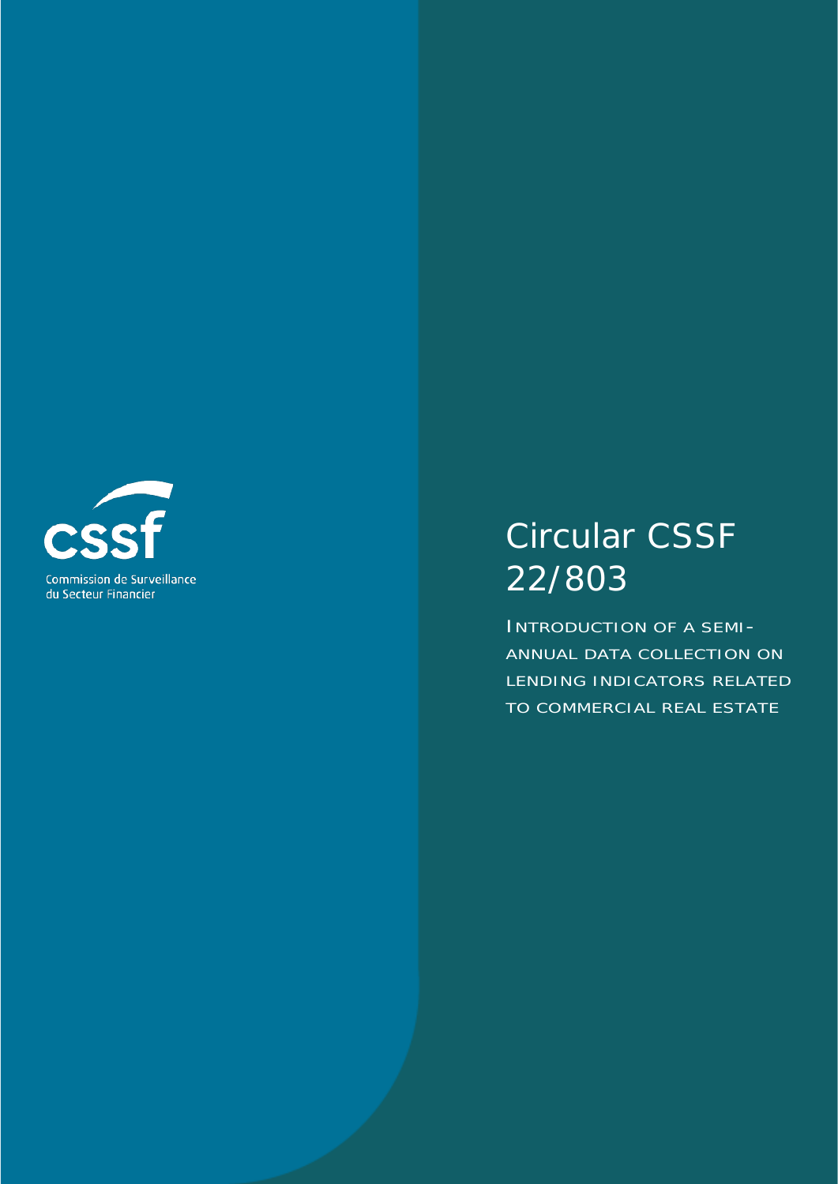Commission de Surveillance du Secteur Financier

# Circular CSSF 22/803

INTRODUCTION OF A SEMI-ANNUAL DATA COLLECTION ON LENDING INDICATORS RELATED TO COMMERCIAL REAL ESTATE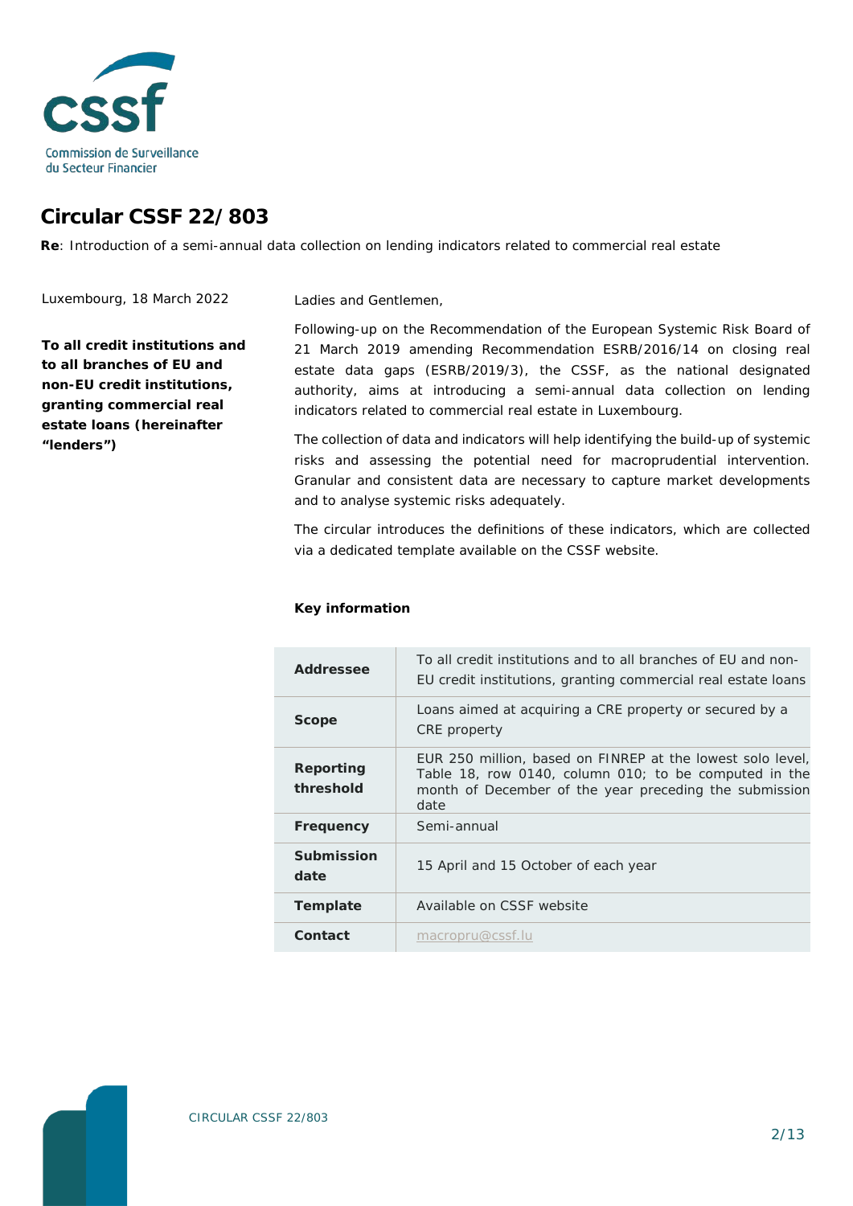Commission de Surveillance du Secteur Financier

# Circular CSSF 22/803

**Re**: Introduction of a semi-annual data collection on lending indicators related to commercial real estate

Luxembourg, 18 March 2022

**To all credit institutions and to all branches of EU and non-EU credit institutions, granting commercial real estate loans (hereinafter "lenders")**

Ladies and Gentlemen,

Following-up on the Recommendation of the European Systemic Risk Board of 21 March 2019 amending Recommendation ESRB/2016/14 on closing real estate data gaps (ESRB/2019/3), the CSSF, as the national designated authority, aims at introducing a semi-annual data collection on lending indicators related to commercial real estate in Luxembourg.

The collection of data and indicators will help identifying the build-up of systemic risks and assessing the potential need for macroprudential intervention. Granular and consistent data are necessary to capture market developments and to analyse systemic risks adequately.

The circular introduces the definitions of these indicators, which are collected via a dedicated template available on the CSSF website.

**Key information**

| | |
|---|---|
| **Addressee** | To all credit institutions and to all branches of EU and non-EU credit institutions, granting commercial real estate loans |
| **Scope** | Loans aimed at acquiring a CRE property or secured by a CRE property |
| **Reporting threshold** | EUR 250 million, based on FINREP at the lowest solo level, Table 18, row 0140, column 010; to be computed in the month of December of the year preceding the submission date |
| **Frequency** | Semi-annual |
| **Submission date** | 15 April and 15 October of each year |
| **Template** | Available on CSSF website |
| **Contact** | macropru@cssf.lu |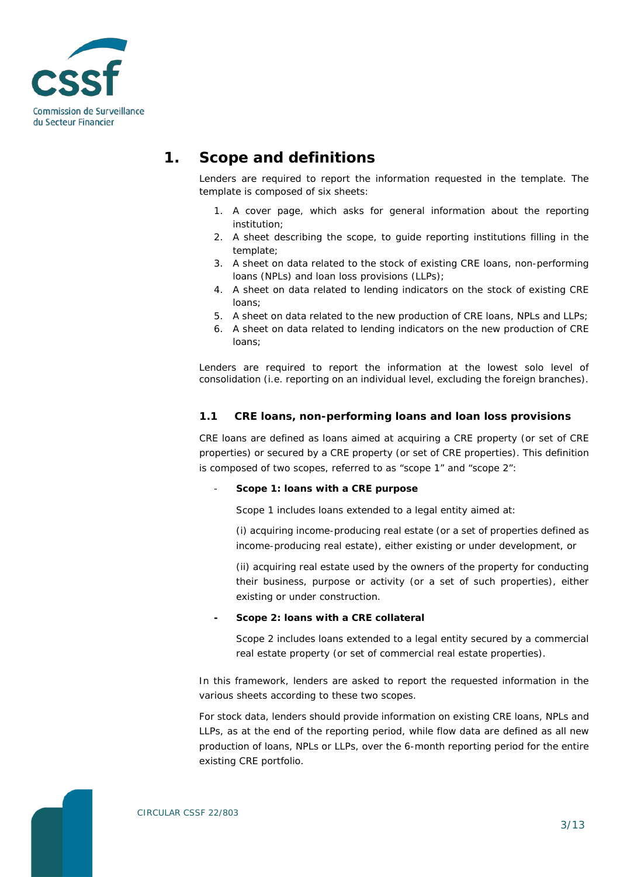# 1. Scope and definitions

Lenders are required to report the information requested in the template. The template is composed of six sheets:

1. A cover page, which asks for general information about the reporting institution;
2. A sheet describing the scope, to guide reporting institutions filling in the template;
3. A sheet on data related to the stock of existing CRE loans, non-performing loans (NPLs) and loan loss provisions (LLPs);
4. A sheet on data related to lending indicators on the stock of existing CRE loans;
5. A sheet on data related to the new production of CRE loans, NPLs and LLPs;
6. A sheet on data related to lending indicators on the new production of CRE loans;

Lenders are required to report the information at the lowest solo level of consolidation (i.e. reporting on an individual level, excluding the foreign branches).

## 1.1 CRE loans, non-performing loans and loan loss provisions

CRE loans are defined as loans aimed at acquiring a CRE property (or set of CRE properties) or secured by a CRE property (or set of CRE properties). This definition is composed of two scopes, referred to as "scope 1" and "scope 2":

- **Scope 1: loans with a CRE purpose**

  Scope 1 includes loans extended to a legal entity aimed at:

  (i) acquiring income-producing real estate (or a set of properties defined as income-producing real estate), either existing or under development, or

  (ii) acquiring real estate used by the owners of the property for conducting their business, purpose or activity (or a set of such properties), either existing or under construction.

- **Scope 2: loans with a CRE collateral**

  Scope 2 includes loans extended to a legal entity secured by a commercial real estate property (or set of commercial real estate properties).

In this framework, lenders are asked to report the requested information in the various sheets according to these two scopes.

For stock data, lenders should provide information on existing CRE loans, NPLs and LLPs, as at the end of the reporting period, while flow data are defined as all new production of loans, NPLs or LLPs, over the 6-month reporting period for the entire existing CRE portfolio.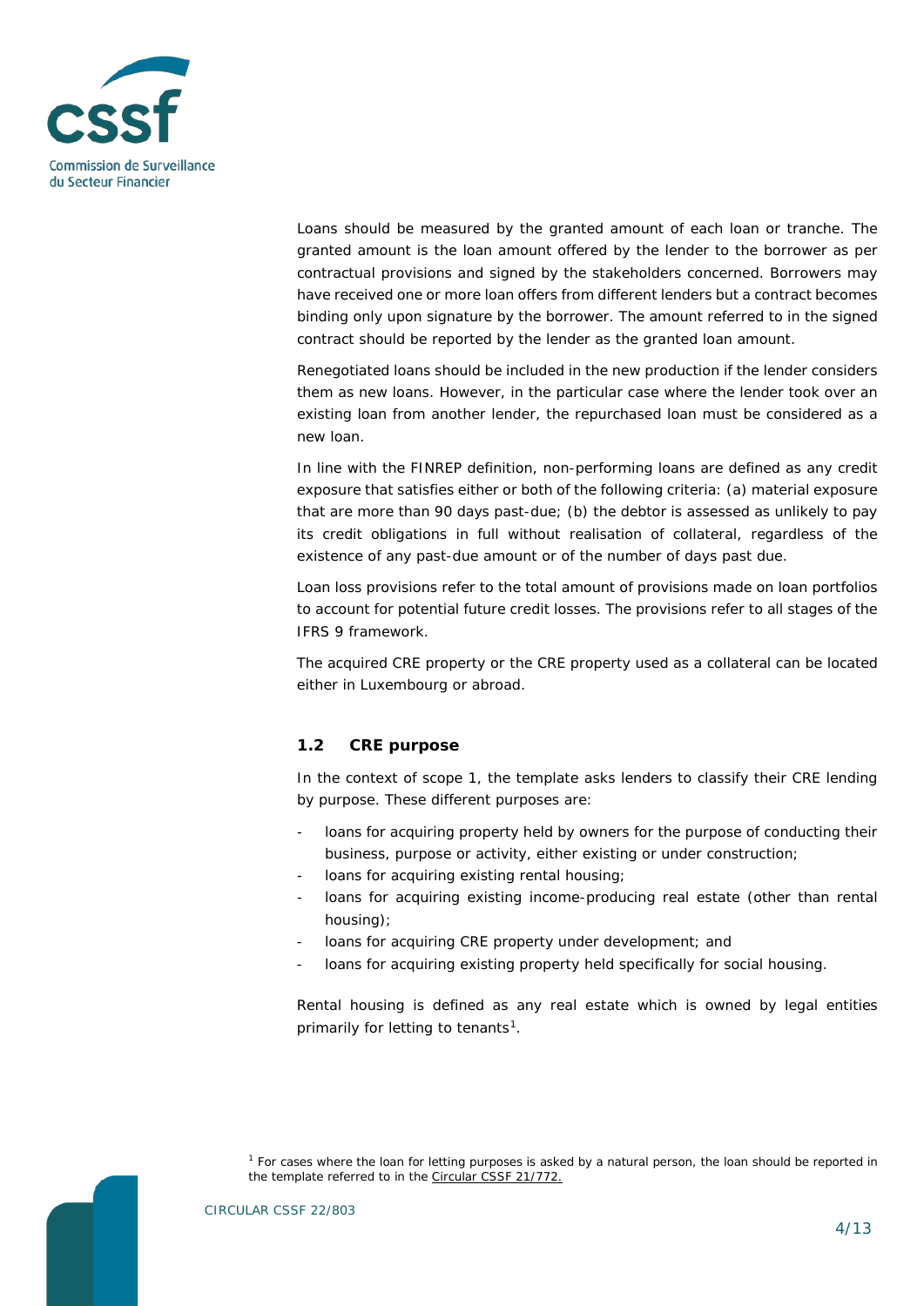Loans should be measured by the granted amount of each loan or tranche. The granted amount is the loan amount offered by the lender to the borrower as per contractual provisions and signed by the stakeholders concerned. Borrowers may have received one or more loan offers from different lenders but a contract becomes binding only upon signature by the borrower. The amount referred to in the signed contract should be reported by the lender as the granted loan amount.

Renegotiated loans should be included in the new production if the lender considers them as new loans. However, in the particular case where the lender took over an existing loan from another lender, the repurchased loan must be considered as a new loan.

In line with the FINREP definition, non-performing loans are defined as any credit exposure that satisfies either or both of the following criteria: (a) material exposure that are more than 90 days past-due; (b) the debtor is assessed as unlikely to pay its credit obligations in full without realisation of collateral, regardless of the existence of any past-due amount or of the number of days past due.

Loan loss provisions refer to the total amount of provisions made on loan portfolios to account for potential future credit losses. The provisions refer to all stages of the IFRS 9 framework.

The acquired CRE property or the CRE property used as a collateral can be located either in Luxembourg or abroad.

## 1.2 CRE purpose

In the context of scope 1, the template asks lenders to classify their CRE lending by purpose. These different purposes are:

- loans for acquiring property held by owners for the purpose of conducting their business, purpose or activity, either existing or under construction;
- loans for acquiring existing rental housing;
- loans for acquiring existing income-producing real estate (other than rental housing);
- loans for acquiring CRE property under development; and
- loans for acquiring existing property held specifically for social housing.

Rental housing is defined as any real estate which is owned by legal entities primarily for letting to tenants[1].

[1] For cases where the loan for letting purposes is asked by a natural person, the loan should be reported in the template referred to in the Circular CSSF 21/772.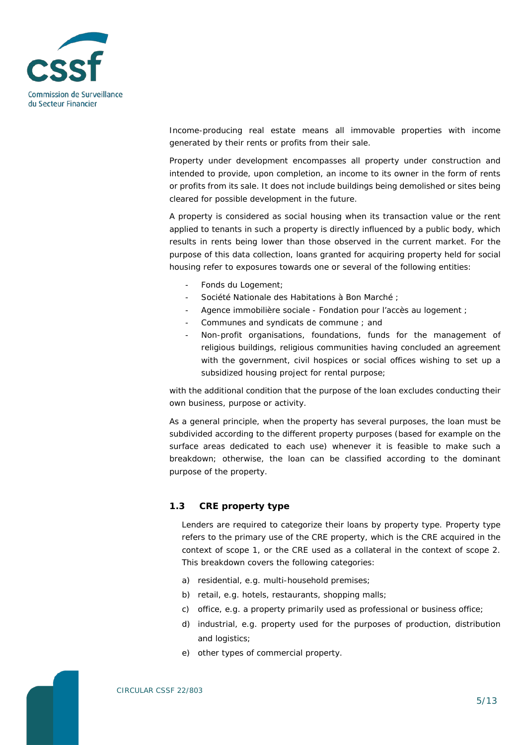Income-producing real estate means all immovable properties with income generated by their rents or profits from their sale.

Property under development encompasses all property under construction and intended to provide, upon completion, an income to its owner in the form of rents or profits from its sale. It does not include buildings being demolished or sites being cleared for possible development in the future.

A property is considered as social housing when its transaction value or the rent applied to tenants in such a property is directly influenced by a public body, which results in rents being lower than those observed in the current market. For the purpose of this data collection, loans granted for acquiring property held for social housing refer to exposures towards one or several of the following entities:

- Fonds du Logement;
- Société Nationale des Habitations à Bon Marché ;
- Agence immobilière sociale - Fondation pour l'accès au logement ;
- Communes and syndicats de commune ; and
- Non-profit organisations, foundations, funds for the management of religious buildings, religious communities having concluded an agreement with the government, civil hospices or social offices wishing to set up a subsidized housing project for rental purpose;

with the additional condition that the purpose of the loan excludes conducting their own business, purpose or activity.

As a general principle, when the property has several purposes, the loan must be subdivided according to the different property purposes (based for example on the surface areas dedicated to each use) whenever it is feasible to make such a breakdown; otherwise, the loan can be classified according to the dominant purpose of the property.

### 1.3 CRE property type

Lenders are required to categorize their loans by property type. Property type refers to the primary use of the CRE property, which is the CRE acquired in the context of scope 1, or the CRE used as a collateral in the context of scope 2. This breakdown covers the following categories:

a) residential, e.g. multi-household premises;
b) retail, e.g. hotels, restaurants, shopping malls;
c) office, e.g. a property primarily used as professional or business office;
d) industrial, e.g. property used for the purposes of production, distribution and logistics;
e) other types of commercial property.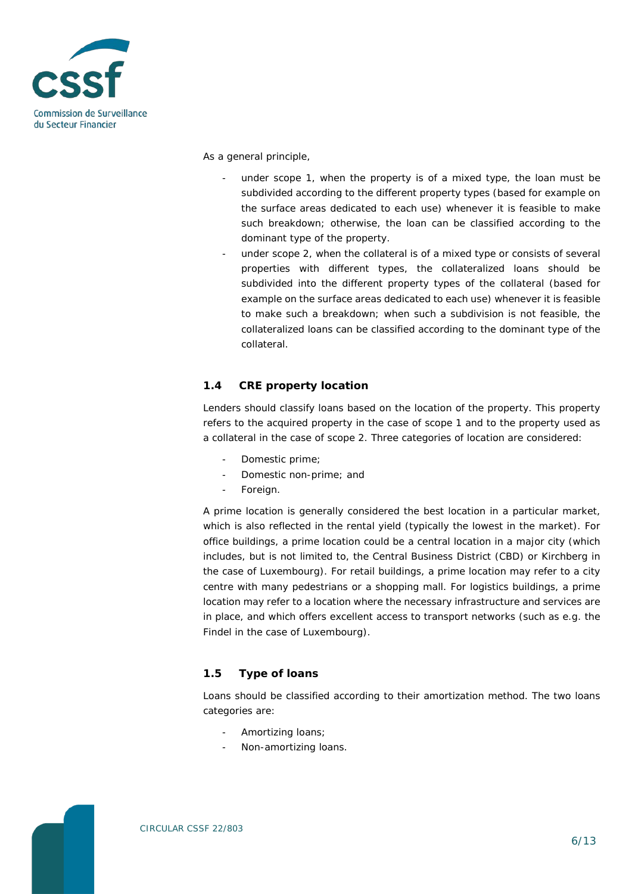As a general principle,

- under scope 1, when the property is of a mixed type, the loan must be subdivided according to the different property types (based for example on the surface areas dedicated to each use) whenever it is feasible to make such breakdown; otherwise, the loan can be classified according to the dominant type of the property.
- under scope 2, when the collateral is of a mixed type or consists of several properties with different types, the collateralized loans should be subdivided into the different property types of the collateral (based for example on the surface areas dedicated to each use) whenever it is feasible to make such a breakdown; when such a subdivision is not feasible, the collateralized loans can be classified according to the dominant type of the collateral.

## 1.4 CRE property location

Lenders should classify loans based on the location of the property. This property refers to the acquired property in the case of scope 1 and to the property used as a collateral in the case of scope 2. Three categories of location are considered:

- Domestic prime;
- Domestic non-prime; and
- Foreign.

A prime location is generally considered the best location in a particular market, which is also reflected in the rental yield (typically the lowest in the market). For office buildings, a prime location could be a central location in a major city (which includes, but is not limited to, the Central Business District (CBD) or Kirchberg in the case of Luxembourg). For retail buildings, a prime location may refer to a city centre with many pedestrians or a shopping mall. For logistics buildings, a prime location may refer to a location where the necessary infrastructure and services are in place, and which offers excellent access to transport networks (such as e.g. the Findel in the case of Luxembourg).

## 1.5 Type of loans

Loans should be classified according to their amortization method. The two loans categories are:

- Amortizing loans;
- Non-amortizing loans.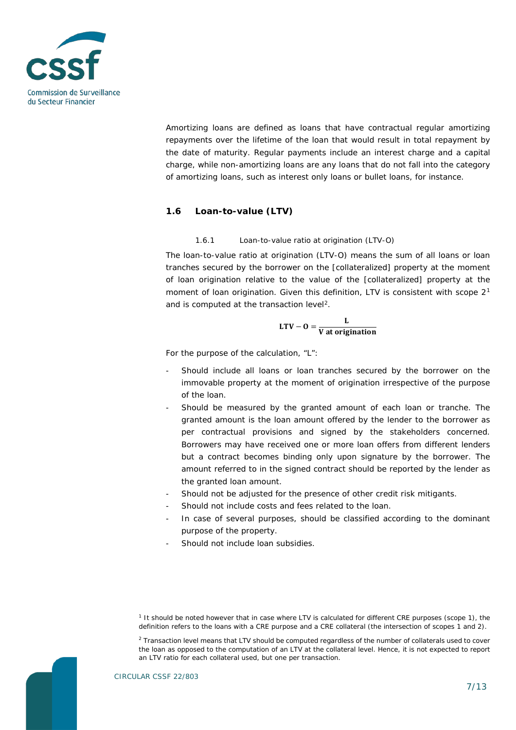Amortizing loans are defined as loans that have contractual regular amortizing repayments over the lifetime of the loan that would result in total repayment by the date of maturity. Regular payments include an interest charge and a capital charge, while non-amortizing loans are any loans that do not fall into the category of amortizing loans, such as interest only loans or bullet loans, for instance.

## 1.6 Loan-to-value (LTV)

### 1.6.1 Loan-to-value ratio at origination (LTV-O)

The loan-to-value ratio at origination (LTV-O) means the sum of all loans or loan tranches secured by the borrower on the [collateralized] property at the moment of loan origination relative to the value of the [collateralized] property at the moment of loan origination. Given this definition, LTV is consistent with scope 2[1] and is computed at the transaction level[2].

$$\mathbf{LTV - O = \frac{L}{V\ at\ origination}}$$

For the purpose of the calculation, "L":

- Should include all loans or loan tranches secured by the borrower on the immovable property at the moment of origination irrespective of the purpose of the loan.
- Should be measured by the granted amount of each loan or tranche. The granted amount is the loan amount offered by the lender to the borrower as per contractual provisions and signed by the stakeholders concerned. Borrowers may have received one or more loan offers from different lenders but a contract becomes binding only upon signature by the borrower. The amount referred to in the signed contract should be reported by the lender as the granted loan amount.
- Should not be adjusted for the presence of other credit risk mitigants.
- Should not include costs and fees related to the loan.
- In case of several purposes, should be classified according to the dominant purpose of the property.
- Should not include loan subsidies.

[1] It should be noted however that in case where LTV is calculated for different CRE purposes (scope 1), the definition refers to the loans with a CRE purpose and a CRE collateral (the intersection of scopes 1 and 2).

[2] Transaction level means that LTV should be computed regardless of the number of collaterals used to cover the loan as opposed to the computation of an LTV at the collateral level. Hence, it is not expected to report an LTV ratio for each collateral used, but one per transaction.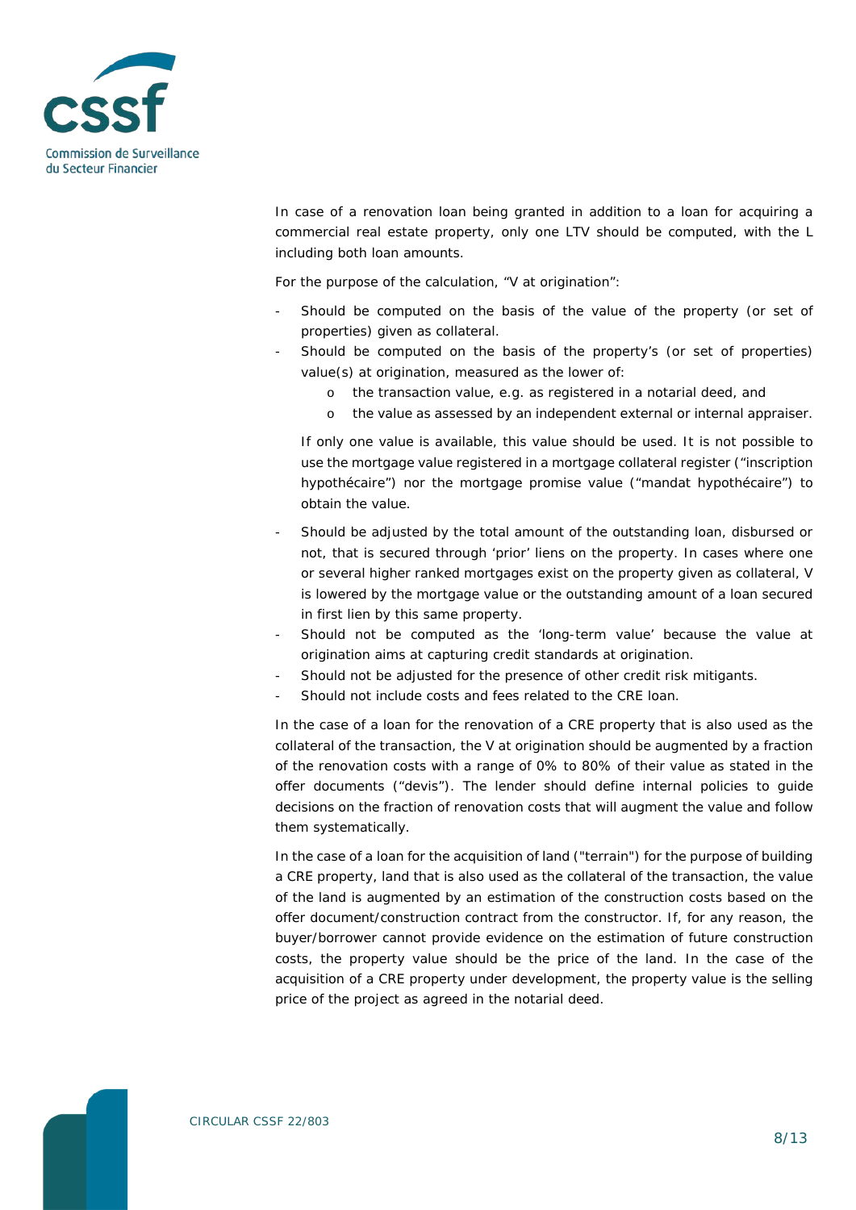In case of a renovation loan being granted in addition to a loan for acquiring a commercial real estate property, only one LTV should be computed, with the L including both loan amounts.

For the purpose of the calculation, "V at origination":

- Should be computed on the basis of the value of the property (or set of properties) given as collateral.
- Should be computed on the basis of the property's (or set of properties) value(s) at origination, measured as the lower of:
  - o the transaction value, e.g. as registered in a notarial deed, and
  - o the value as assessed by an independent external or internal appraiser.

  If only one value is available, this value should be used. It is not possible to use the mortgage value registered in a mortgage collateral register ("inscription hypothécaire") nor the mortgage promise value ("mandat hypothécaire") to obtain the value.
- Should be adjusted by the total amount of the outstanding loan, disbursed or not, that is secured through 'prior' liens on the property. In cases where one or several higher ranked mortgages exist on the property given as collateral, V is lowered by the mortgage value or the outstanding amount of a loan secured in first lien by this same property.
- Should not be computed as the 'long-term value' because the value at origination aims at capturing credit standards at origination.
- Should not be adjusted for the presence of other credit risk mitigants.
- Should not include costs and fees related to the CRE loan.

In the case of a loan for the renovation of a CRE property that is also used as the collateral of the transaction, the V at origination should be augmented by a fraction of the renovation costs with a range of 0% to 80% of their value as stated in the offer documents ("devis"). The lender should define internal policies to guide decisions on the fraction of renovation costs that will augment the value and follow them systematically.

In the case of a loan for the acquisition of land ("terrain") for the purpose of building a CRE property, land that is also used as the collateral of the transaction, the value of the land is augmented by an estimation of the construction costs based on the offer document/construction contract from the constructor. If, for any reason, the buyer/borrower cannot provide evidence on the estimation of future construction costs, the property value should be the price of the land. In the case of the acquisition of a CRE property under development, the property value is the selling price of the project as agreed in the notarial deed.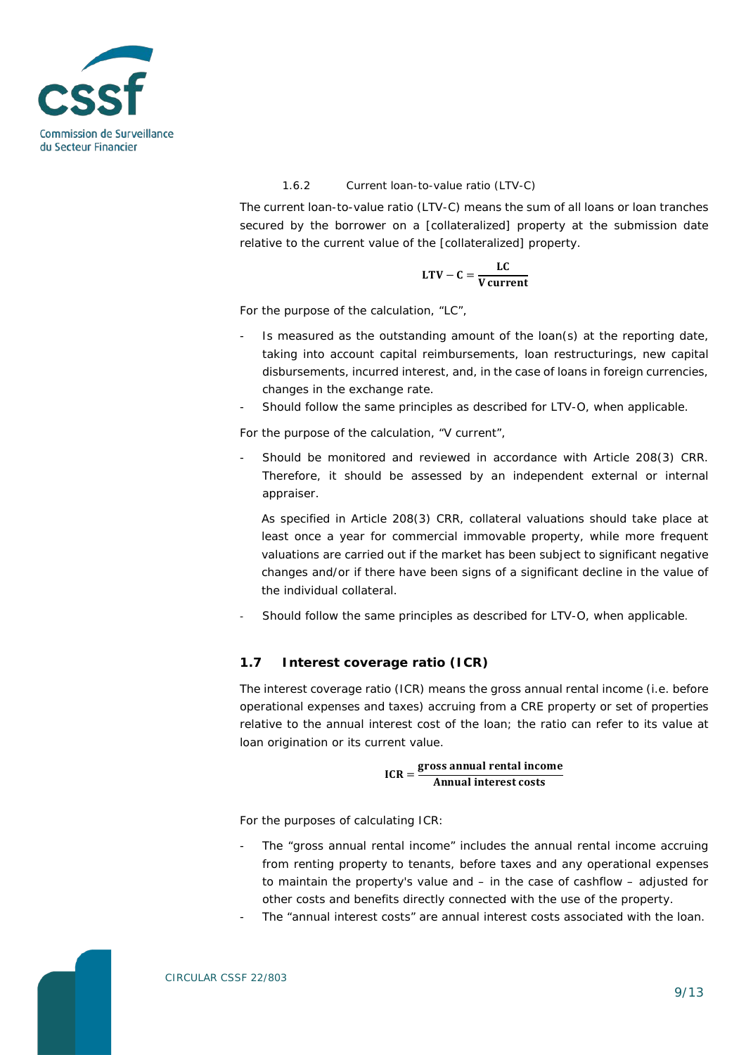#### 1.6.2 Current loan-to-value ratio (LTV-C)

The current loan-to-value ratio (LTV-C) means the sum of all loans or loan tranches secured by the borrower on a [collateralized] property at the submission date relative to the current value of the [collateralized] property.

$$\mathbf{LTV-C} = \frac{\mathbf{LC}}{\mathbf{V\,current}}$$

For the purpose of the calculation, "LC",

- Is measured as the outstanding amount of the loan(s) at the reporting date, taking into account capital reimbursements, loan restructurings, new capital disbursements, incurred interest, and, in the case of loans in foreign currencies, changes in the exchange rate.
- Should follow the same principles as described for LTV-O, when applicable.

For the purpose of the calculation, "V current",

- Should be monitored and reviewed in accordance with Article 208(3) CRR. Therefore, it should be assessed by an independent external or internal appraiser.

  As specified in Article 208(3) CRR, collateral valuations should take place at least once a year for commercial immovable property, while more frequent valuations are carried out if the market has been subject to significant negative changes and/or if there have been signs of a significant decline in the value of the individual collateral.

- Should follow the same principles as described for LTV-O, when applicable.

### 1.7 Interest coverage ratio (ICR)

The interest coverage ratio (ICR) means the gross annual rental income (i.e. before operational expenses and taxes) accruing from a CRE property or set of properties relative to the annual interest cost of the loan; the ratio can refer to its value at loan origination or its current value.

$$\mathbf{ICR} = \frac{\mathbf{gross\ annual\ rental\ income}}{\mathbf{Annual\ interest\ costs}}$$

For the purposes of calculating ICR:

- The "gross annual rental income" includes the annual rental income accruing from renting property to tenants, before taxes and any operational expenses to maintain the property's value and – in the case of cashflow – adjusted for other costs and benefits directly connected with the use of the property.
- The "annual interest costs" are annual interest costs associated with the loan.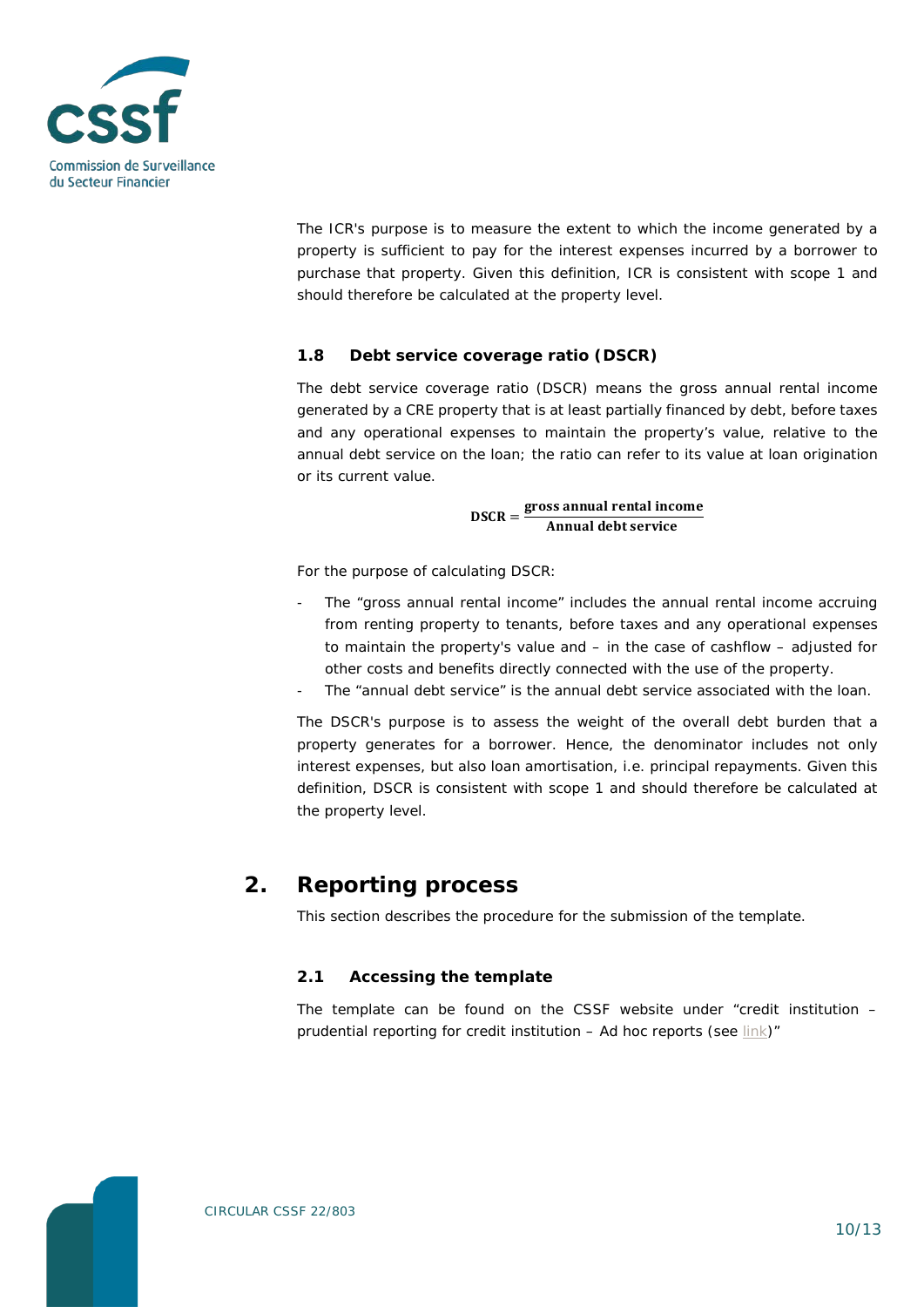The ICR's purpose is to measure the extent to which the income generated by a property is sufficient to pay for the interest expenses incurred by a borrower to purchase that property. Given this definition, ICR is consistent with scope 1 and should therefore be calculated at the property level.

### 1.8 Debt service coverage ratio (DSCR)

The debt service coverage ratio (DSCR) means the gross annual rental income generated by a CRE property that is at least partially financed by debt, before taxes and any operational expenses to maintain the property's value, relative to the annual debt service on the loan; the ratio can refer to its value at loan origination or its current value.

$$\mathbf{DSCR} = \frac{\textbf{gross annual rental income}}{\textbf{Annual debt service}}$$

For the purpose of calculating DSCR:

- The "gross annual rental income" includes the annual rental income accruing from renting property to tenants, before taxes and any operational expenses to maintain the property's value and – in the case of cashflow – adjusted for other costs and benefits directly connected with the use of the property.
- The "annual debt service" is the annual debt service associated with the loan.

The DSCR's purpose is to assess the weight of the overall debt burden that a property generates for a borrower. Hence, the denominator includes not only interest expenses, but also loan amortisation, i.e. principal repayments. Given this definition, DSCR is consistent with scope 1 and should therefore be calculated at the property level.

## 2. Reporting process

This section describes the procedure for the submission of the template.

### 2.1 Accessing the template

The template can be found on the CSSF website under "credit institution – prudential reporting for credit institution – Ad hoc reports (see link)"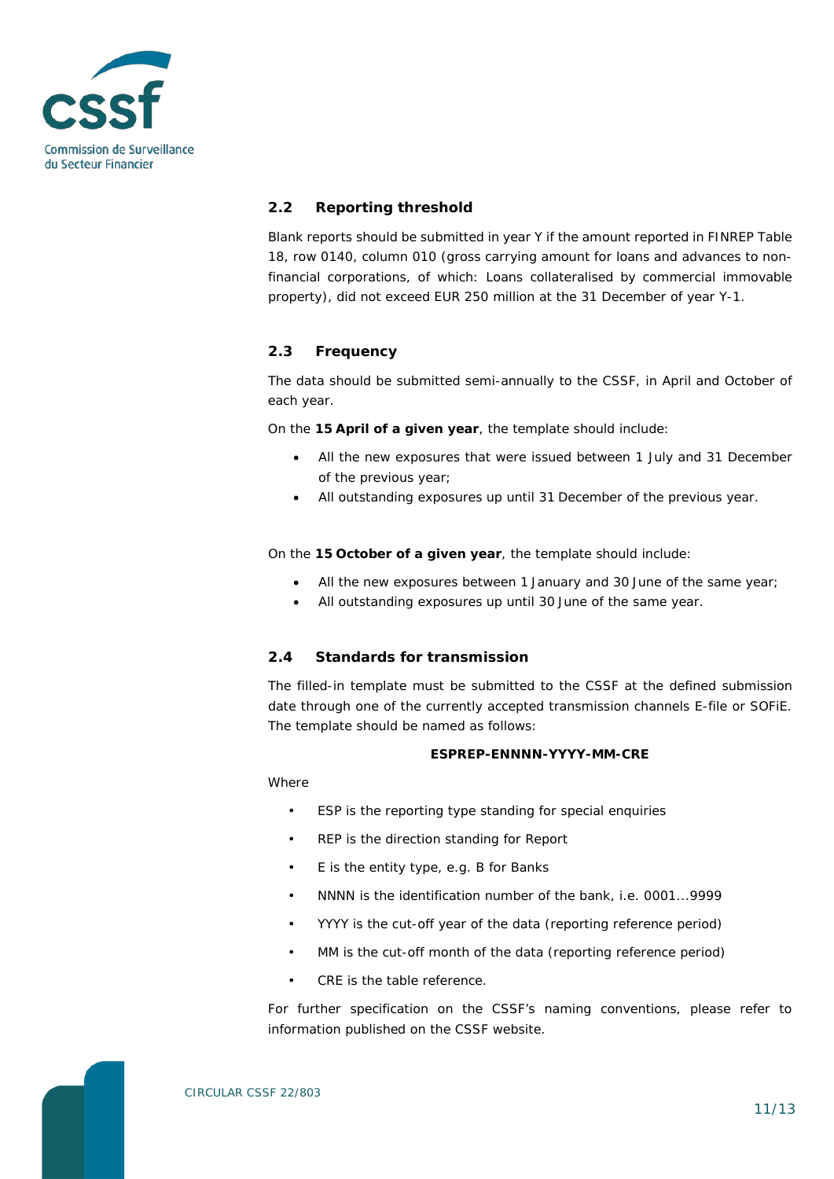## 2.2 Reporting threshold

Blank reports should be submitted in year Y if the amount reported in FINREP Table 18, row 0140, column 010 (gross carrying amount for loans and advances to non-financial corporations, of which: Loans collateralised by commercial immovable property), did not exceed EUR 250 million at the 31 December of year Y-1.

## 2.3 Frequency

The data should be submitted semi-annually to the CSSF, in April and October of each year.

On the **15 April of a given year**, the template should include:

- All the new exposures that were issued between 1 July and 31 December of the previous year;
- All outstanding exposures up until 31 December of the previous year.

On the **15 October of a given year**, the template should include:

- All the new exposures between 1 January and 30 June of the same year;
- All outstanding exposures up until 30 June of the same year.

## 2.4 Standards for transmission

The filled-in template must be submitted to the CSSF at the defined submission date through one of the currently accepted transmission channels E-file or SOFiE. The template should be named as follows:

**ESPREP-ENNNN-YYYY-MM-CRE**

Where

- ESP is the reporting type standing for special enquiries
- REP is the direction standing for Report
- E is the entity type, e.g. B for Banks
- NNNN is the identification number of the bank, i.e. 0001...9999
- YYYY is the cut-off year of the data (reporting reference period)
- MM is the cut-off month of the data (reporting reference period)
- CRE is the table reference.

For further specification on the CSSF's naming conventions, please refer to information published on the CSSF website.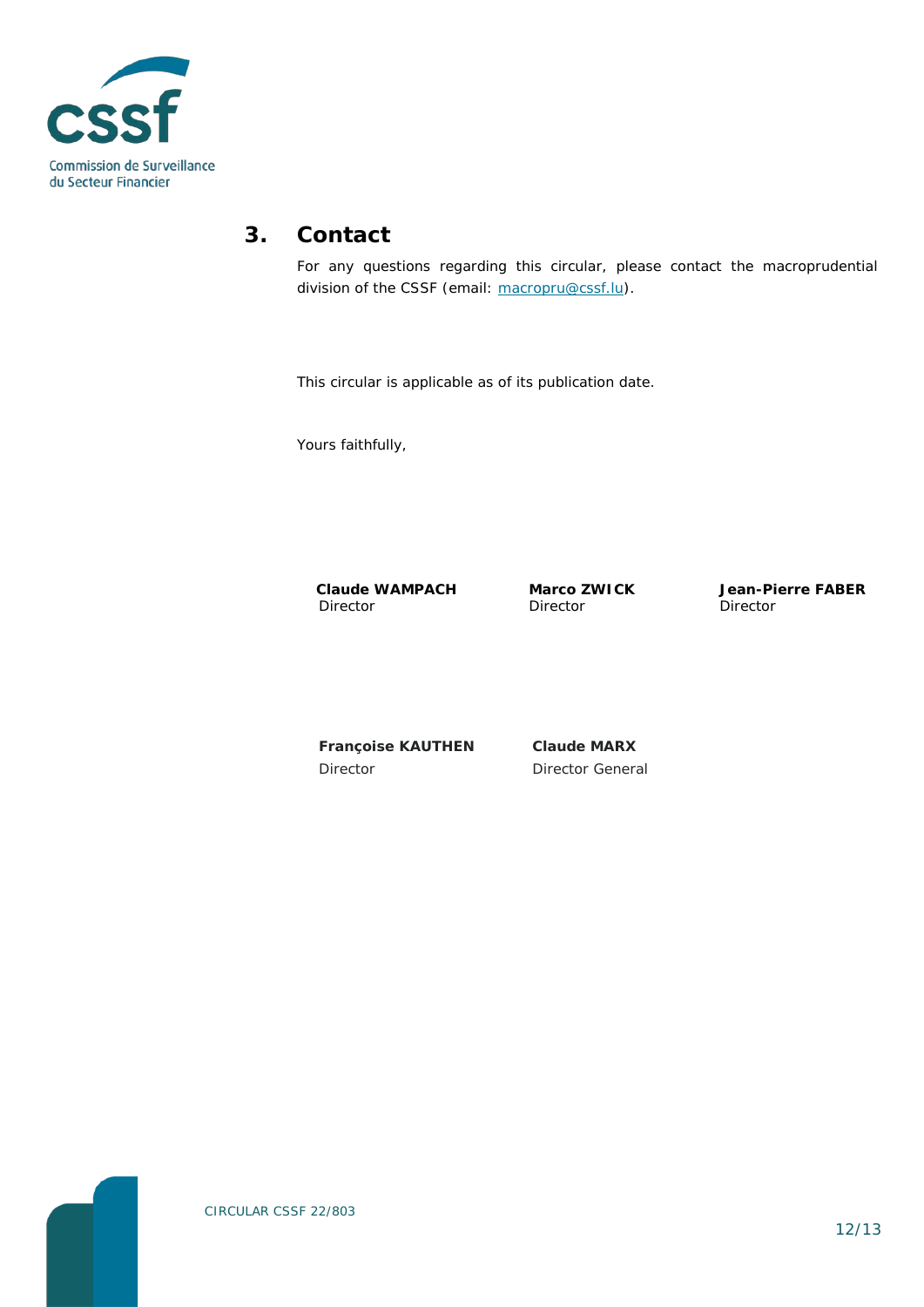## 3. Contact

For any questions regarding this circular, please contact the macroprudential division of the CSSF (email: [macropru@cssf.lu](mailto:macropru@cssf.lu)).

This circular is applicable as of its publication date.

Yours faithfully,

| **Claude WAMPACH** | **Marco ZWICK** | **Jean-Pierre FABER** |
| --- | --- | --- |
| Director | Director | Director |

| **Françoise KAUTHEN** | **Claude MARX** |
| --- | --- |
| Director | Director General |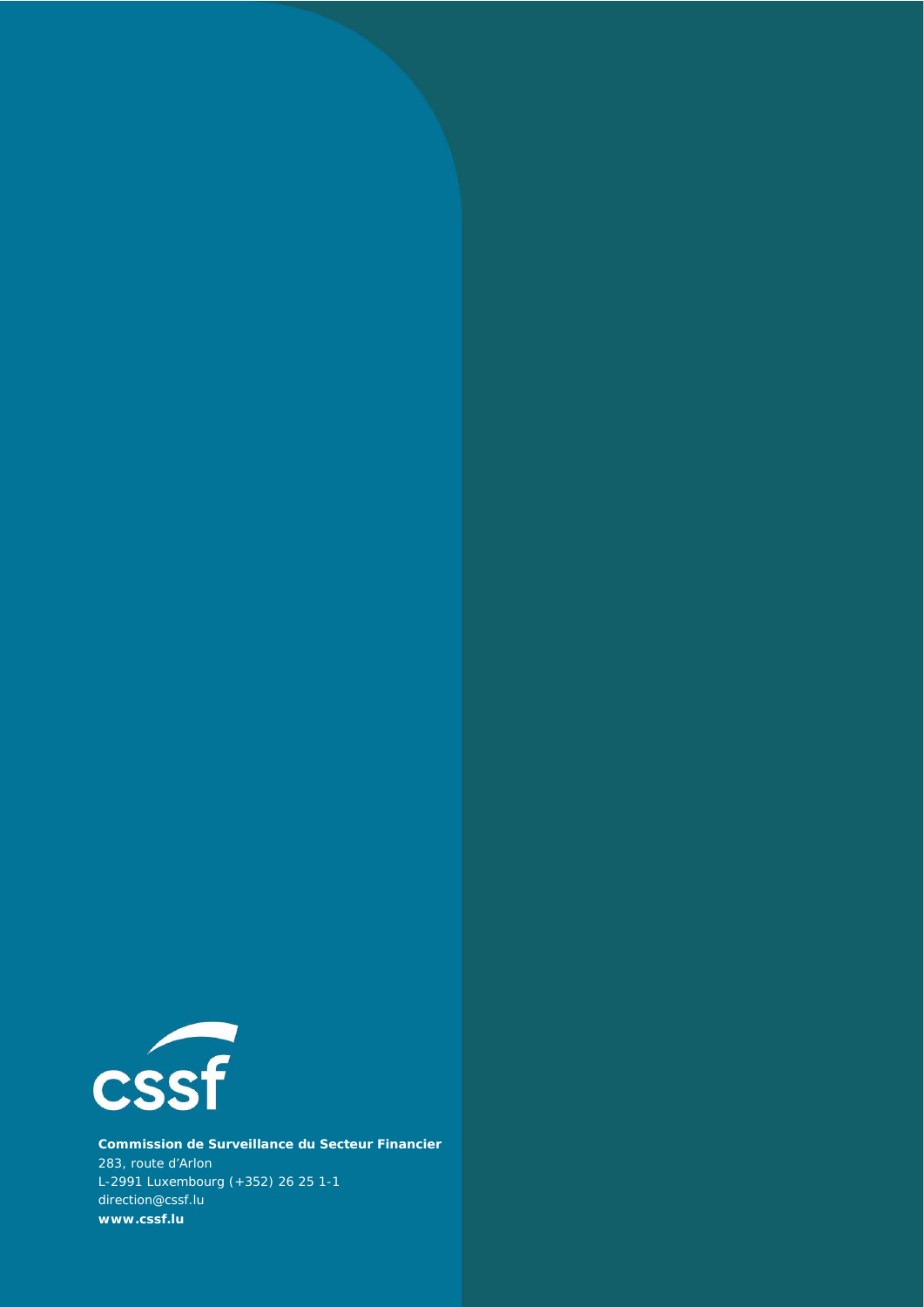cssf

**Commission de Surveillance du Secteur Financier**
283, route d'Arlon
L-2991 Luxembourg (+352) 26 25 1-1
direction@cssf.lu
**www.cssf.lu**